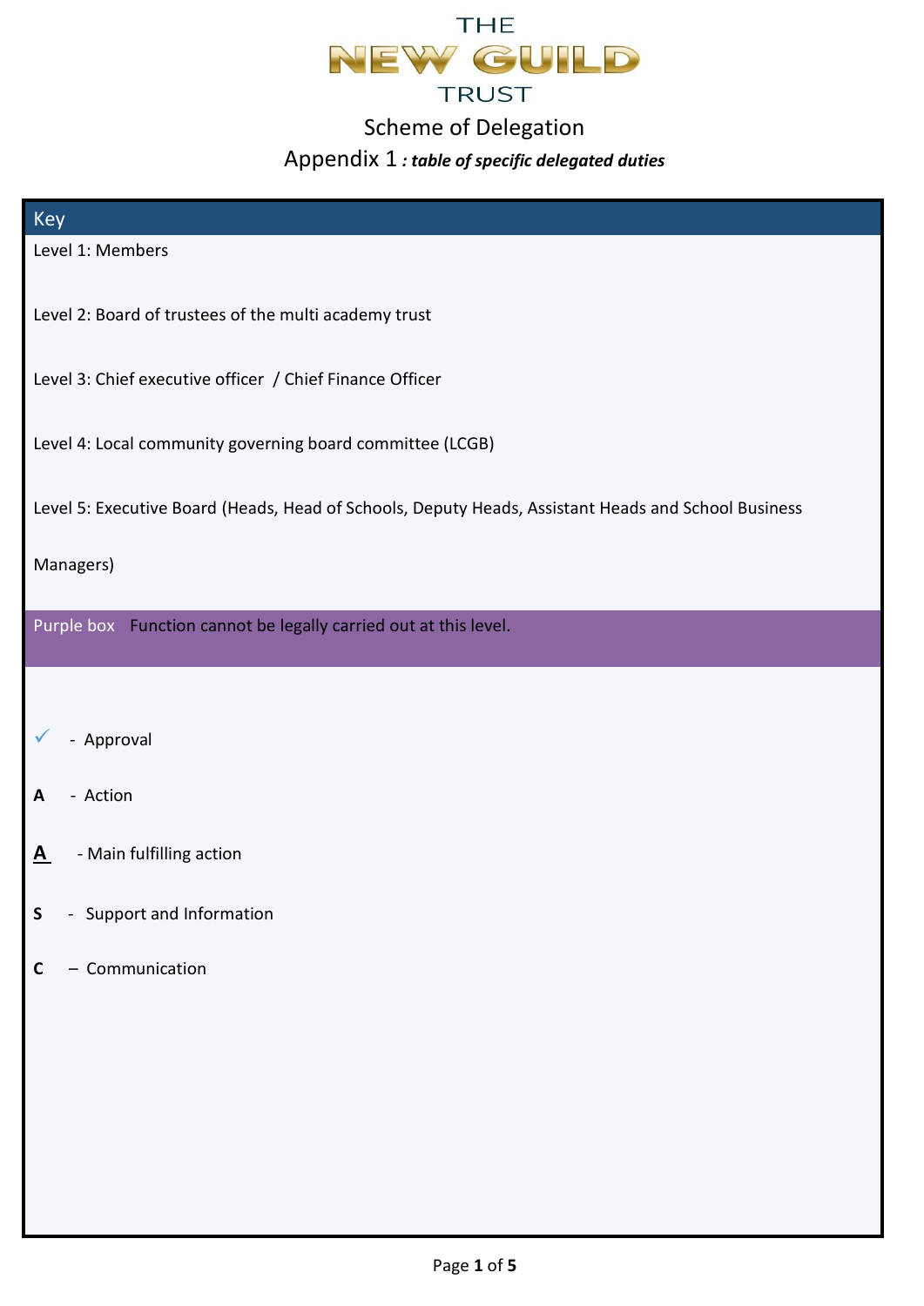THE
# NEW GUILD
TRUST

## Scheme of Delegation

### Appendix 1 *: table of specific delegated duties*

**Key**

Level 1: Members

Level 2: Board of trustees of the multi academy trust

Level 3: Chief executive officer / Chief Finance Officer

Level 4: Local community governing board committee (LCGB)

Level 5: Executive Board (Heads, Head of Schools, Deputy Heads, Assistant Heads and School Business Managers)

Purple box   Function cannot be legally carried out at this level.

✓ - Approval

**A** - Action

**<u>A</u>** - Main fulfilling action

**S** - Support and Information

**C** – Communication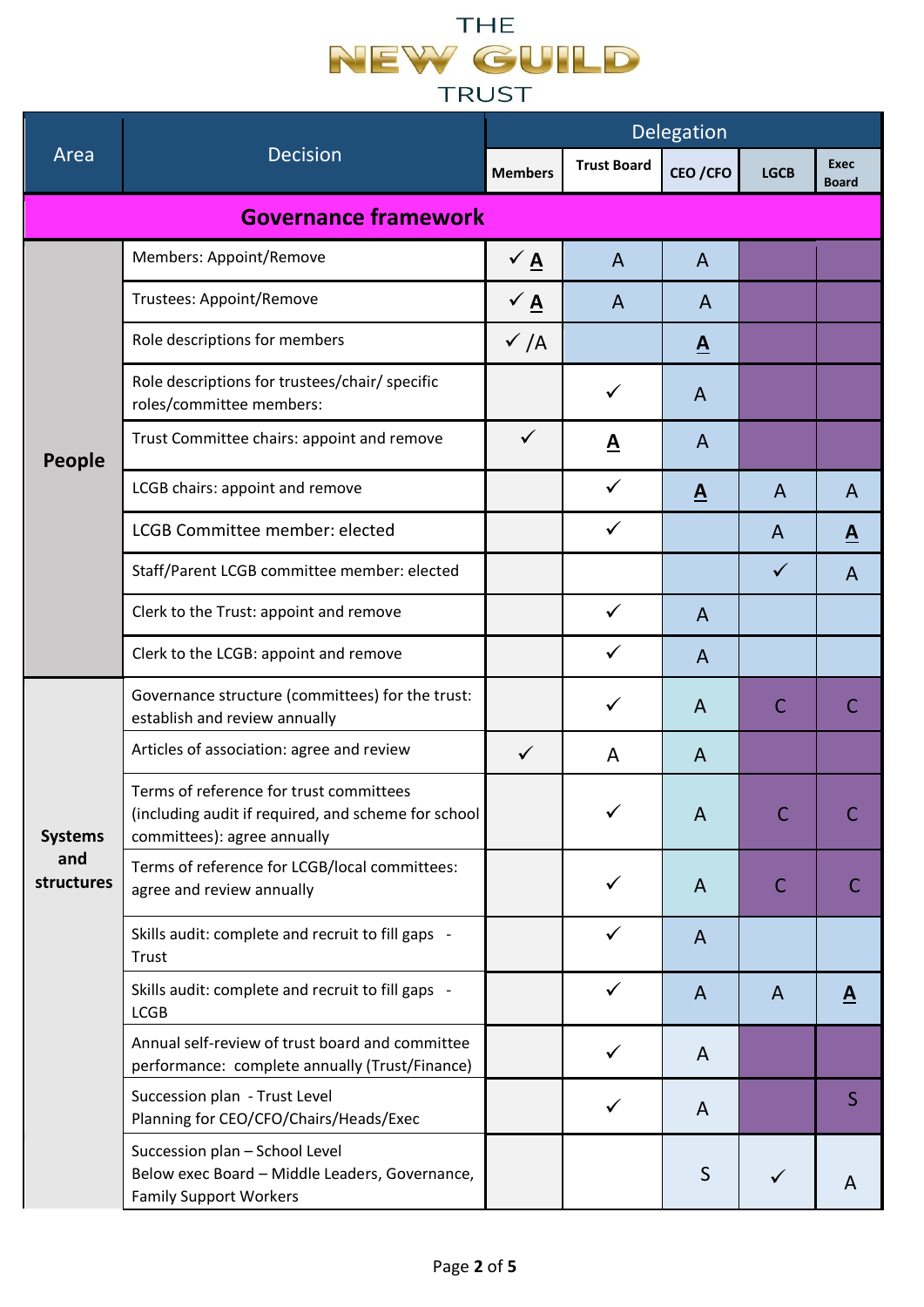# THE NEW GUILD TRUST

| Area | Decision | Delegation | | | | |
|---|---|---|---|---|---|---|
| | | Members | Trust Board | CEO /CFO | LGCB | Exec Board |
| **Governance framework** | | | | | | |
| **People** | Members: Appoint/Remove | ✓ **A** | A | A | | |
| | Trustees: Appoint/Remove | ✓ **A** | A | A | | |
| | Role descriptions for members | ✓ /A | | **A** | | |
| | Role descriptions for trustees/chair/ specific roles/committee members: | | ✓ | A | | |
| | Trust Committee chairs: appoint and remove | ✓ | **A** | A | | |
| | LCGB chairs: appoint and remove | | ✓ | **A** | A | A |
| | LCGB Committee member: elected | | ✓ | | A | **A** |
| | Staff/Parent LCGB committee member: elected | | | | ✓ | A |
| | Clerk to the Trust: appoint and remove | | ✓ | A | | |
| | Clerk to the LCGB: appoint and remove | | ✓ | A | | |
| **Systems and structures** | Governance structure (committees) for the trust: establish and review annually | | ✓ | A | C | C |
| | Articles of association: agree and review | ✓ | A | A | | |
| | Terms of reference for trust committees (including audit if required, and scheme for school committees): agree annually | | ✓ | A | C | C |
| | Terms of reference for LCGB/local committees: agree and review annually | | ✓ | A | C | C |
| | Skills audit: complete and recruit to fill gaps - Trust | | ✓ | A | | |
| | Skills audit: complete and recruit to fill gaps - LCGB | | ✓ | A | A | **A** |
| | Annual self-review of trust board and committee performance: complete annually (Trust/Finance) | | ✓ | A | | |
| | Succession plan - Trust Level<br>Planning for CEO/CFO/Chairs/Heads/Exec | | ✓ | A | | S |
| | Succession plan – School Level<br>Below exec Board – Middle Leaders, Governance, Family Support Workers | | | S | ✓ | A |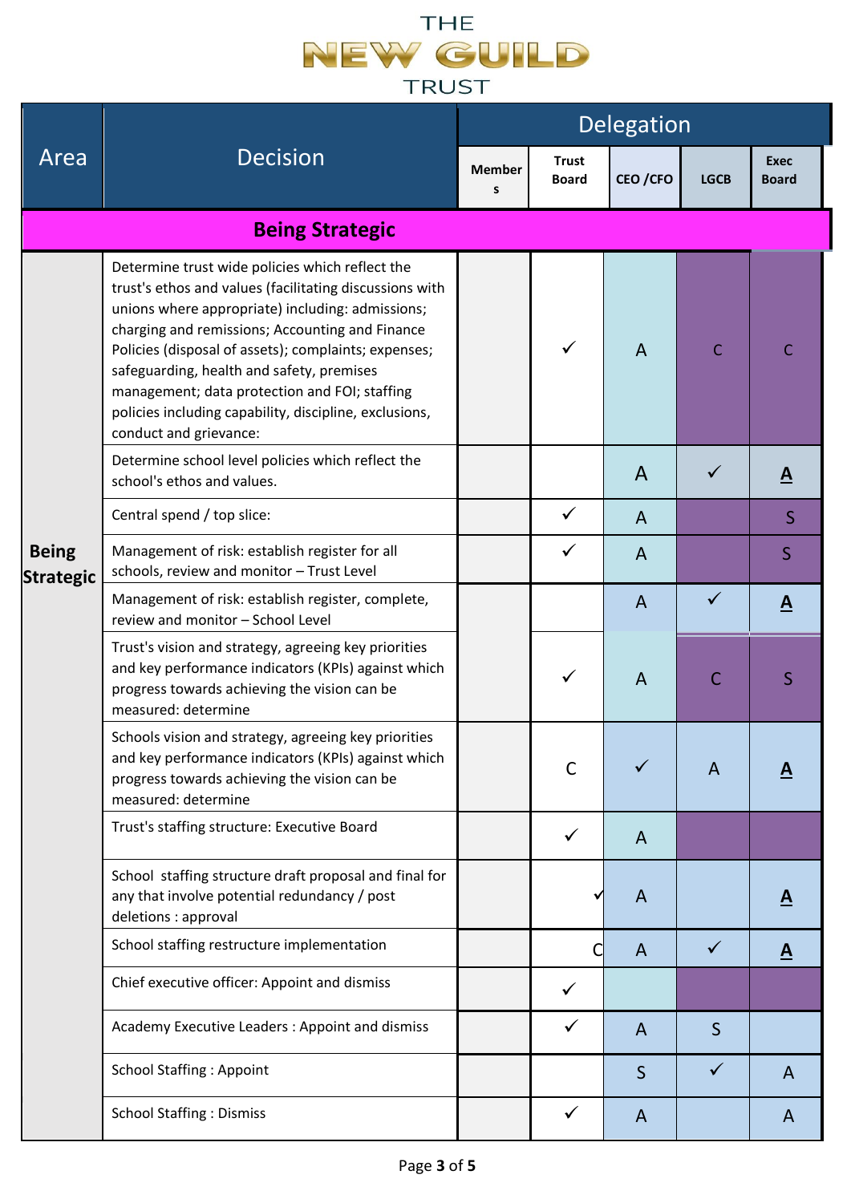# THE NEW GUILD TRUST

| Area | Decision | Delegation | | | | |
|---|---|---|---|---|---|---|
| | | Members | Trust Board | CEO /CFO | LGCB | Exec Board |
| **Being Strategic** | | | | | | |
| **Being Strategic** | Determine trust wide policies which reflect the trust's ethos and values (facilitating discussions with unions where appropriate) including: admissions; charging and remissions; Accounting and Finance Policies (disposal of assets); complaints; expenses; safeguarding, health and safety, premises management; data protection and FOI; staffing policies including capability, discipline, exclusions, conduct and grievance: | | ✓ | A | C | C |
| | Determine school level policies which reflect the school's ethos and values. | | | A | ✓ | **A** |
| | Central spend / top slice: | | ✓ | A | | S |
| | Management of risk: establish register for all schools, review and monitor – Trust Level | | ✓ | A | | S |
| | Management of risk: establish register, complete, review and monitor – School Level | | | A | ✓ | **A** |
| | Trust's vision and strategy, agreeing key priorities and key performance indicators (KPIs) against which progress towards achieving the vision can be measured: determine | | ✓ | A | C | S |
| | Schools vision and strategy, agreeing key priorities and key performance indicators (KPIs) against which progress towards achieving the vision can be measured: determine | | C | ✓ | A | **A** |
| | Trust's staffing structure: Executive Board | | ✓ | A | | |
| | School staffing structure draft proposal and final for any that involve potential redundancy / post deletions : approval | | ✓ | A | | **A** |
| | School staffing restructure implementation | | C | A | ✓ | **A** |
| | Chief executive officer: Appoint and dismiss | | ✓ | | | |
| | Academy Executive Leaders : Appoint and dismiss | | ✓ | A | S | |
| | School Staffing : Appoint | | | S | ✓ | A |
| | School Staffing : Dismiss | | ✓ | A | | A |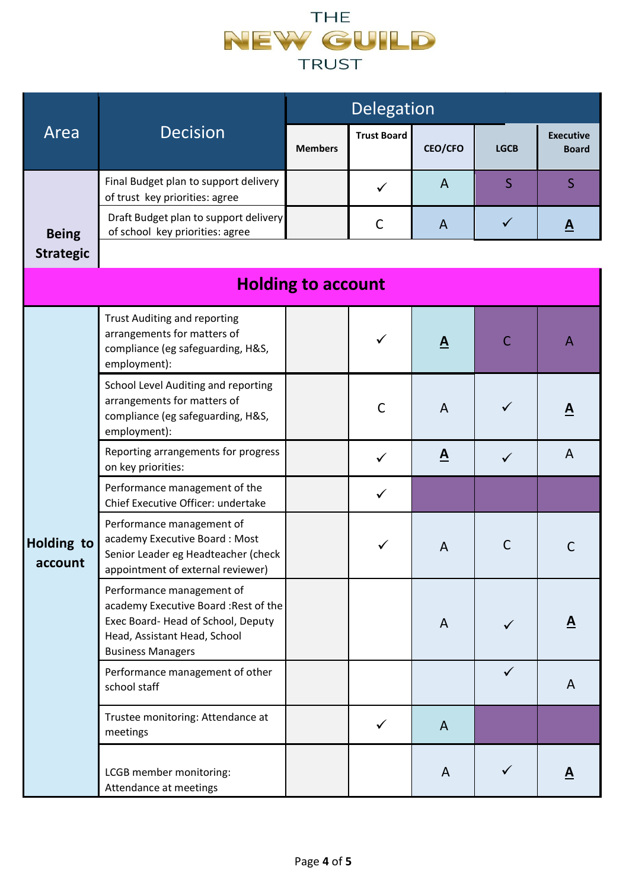# THE NEW GUILD TRUST

| Area | Decision | Delegation | | | | |
|---|---|---|---|---|---|---|
| | | Members | Trust Board | CEO/CFO | LGCB | Executive Board |
| Being Strategic | Final Budget plan to support delivery of trust key priorities: agree | | ✓ | A | S | S |
| | Draft Budget plan to support delivery of school key priorities: agree | | C | A | ✓ | **A** |
| **Holding to account** | | | | | | |
| Holding to account | Trust Auditing and reporting arrangements for matters of compliance (eg safeguarding, H&S, employment): | | ✓ | **A** | C | A |
| | School Level Auditing and reporting arrangements for matters of compliance (eg safeguarding, H&S, employment): | | C | A | ✓ | **A** |
| | Reporting arrangements for progress on key priorities: | | ✓ | **A** | ✓ | A |
| | Performance management of the Chief Executive Officer: undertake | | ✓ | | | |
| | Performance management of academy Executive Board : Most Senior Leader eg Headteacher (check appointment of external reviewer) | | ✓ | A | C | C |
| | Performance management of academy Executive Board :Rest of the Exec Board- Head of School, Deputy Head, Assistant Head, School Business Managers | | | A | ✓ | **A** |
| | Performance management of other school staff | | | | ✓ | A |
| | Trustee monitoring: Attendance at meetings | | ✓ | A | | |
| | LCGB member monitoring: Attendance at meetings | | | A | ✓ | **A** |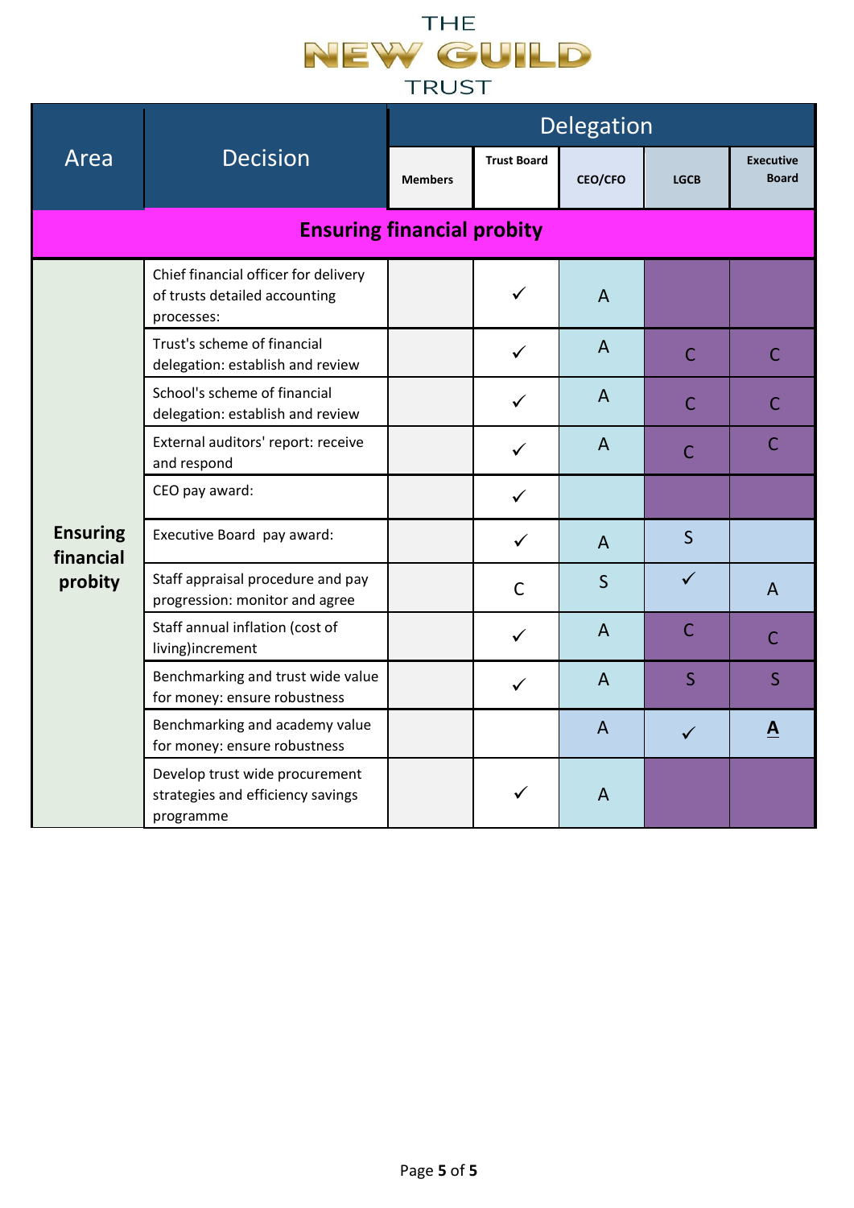THE NEW GUILD TRUST

| Area | Decision | Delegation | | | | |
|---|---|---|---|---|---|---|
| | | Members | Trust Board | CEO/CFO | LGCB | Executive Board |
| **Ensuring financial probity** | | | | | | |
| **Ensuring financial probity** | Chief financial officer for delivery of trusts detailed accounting processes: | | ✓ | A | | |
| | Trust's scheme of financial delegation: establish and review | | ✓ | A | C | C |
| | School's scheme of financial delegation: establish and review | | ✓ | A | C | C |
| | External auditors' report: receive and respond | | ✓ | A | C | C |
| | CEO pay award: | | ✓ | | | |
| | Executive Board pay award: | | ✓ | A | S | |
| | Staff appraisal procedure and pay progression: monitor and agree | | C | S | ✓ | A |
| | Staff annual inflation (cost of living)increment | | ✓ | A | C | C |
| | Benchmarking and trust wide value for money: ensure robustness | | ✓ | A | S | S |
| | Benchmarking and academy value for money: ensure robustness | | | A | ✓ | **A** |
| | Develop trust wide procurement strategies and efficiency savings programme | | ✓ | A | | |